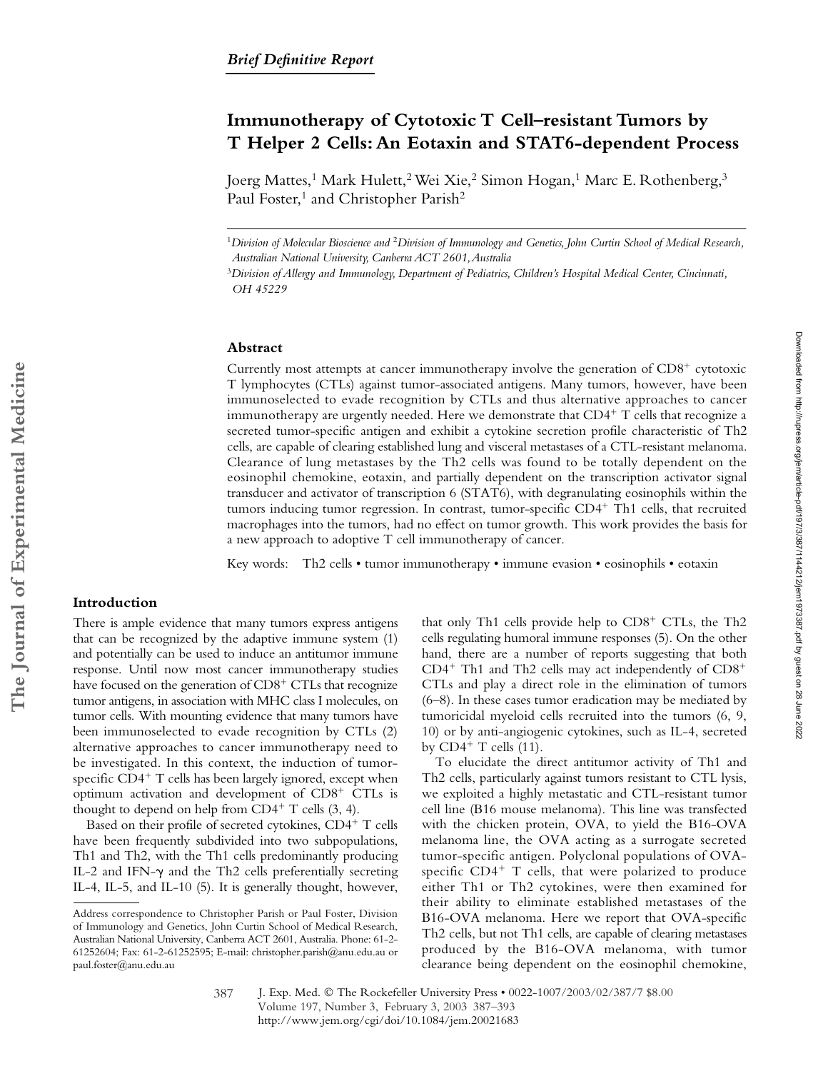*Brief Definitive Report*

# Immunotherapy of Cytotoxic T Cell–resistant Tumors by T Helper 2 Cells: An Eotaxin and STAT6-dependent Process

Joerg Mattes,[1] Mark Hulett,[2] Wei Xie,[2] Simon Hogan,[1] Marc E. Rothenberg,[3] Paul Foster,[1] and Christopher Parish[2]

[1]*Division of Molecular Bioscience and* [2]*Division of Immunology and Genetics, John Curtin School of Medical Research, Australian National University, Canberra ACT 2601, Australia*

[3]*Division of Allergy and Immunology, Department of Pediatrics, Children's Hospital Medical Center, Cincinnati, OH 45229*

## Abstract

Currently most attempts at cancer immunotherapy involve the generation of $CD8^+$ cytotoxic T lymphocytes (CTLs) against tumor-associated antigens. Many tumors, however, have been immunoselected to evade recognition by CTLs and thus alternative approaches to cancer immunotherapy are urgently needed. Here we demonstrate that $CD4^+$ T cells that recognize a secreted tumor-specific antigen and exhibit a cytokine secretion profile characteristic of Th2 cells, are capable of clearing established lung and visceral metastases of a CTL-resistant melanoma. Clearance of lung metastases by the Th2 cells was found to be totally dependent on the eosinophil chemokine, eotaxin, and partially dependent on the transcription activator signal transducer and activator of transcription 6 (STAT6), with degranulating eosinophils within the tumors inducing tumor regression. In contrast, tumor-specific $CD4^+$ Th1 cells, that recruited macrophages into the tumors, had no effect on tumor growth. This work provides the basis for a new approach to adoptive T cell immunotherapy of cancer.

Key words: Th2 cells • tumor immunotherapy • immune evasion • eosinophils • eotaxin

## Introduction

There is ample evidence that many tumors express antigens that can be recognized by the adaptive immune system (1) and potentially can be used to induce an antitumor immune response. Until now most cancer immunotherapy studies have focused on the generation of $CD8^+$ CTLs that recognize tumor antigens, in association with MHC class I molecules, on tumor cells. With mounting evidence that many tumors have been immunoselected to evade recognition by CTLs (2) alternative approaches to cancer immunotherapy need to be investigated. In this context, the induction of tumor-specific $CD4^+$ T cells has been largely ignored, except when optimum activation and development of $CD8^+$ CTLs is thought to depend on help from $CD4^+$ T cells (3, 4).

Based on their profile of secreted cytokines, $CD4^+$ T cells have been frequently subdivided into two subpopulations, Th1 and Th2, with the Th1 cells predominantly producing IL-2 and IFN-γ and the Th2 cells preferentially secreting IL-4, IL-5, and IL-10 (5). It is generally thought, however, that only Th1 cells provide help to $CD8^+$ CTLs, the Th2 cells regulating humoral immune responses (5). On the other hand, there are a number of reports suggesting that both $CD4^+$ Th1 and Th2 cells may act independently of $CD8^+$ CTLs and play a direct role in the elimination of tumors (6–8). In these cases tumor eradication may be mediated by tumoricidal myeloid cells recruited into the tumors (6, 9, 10) or by anti-angiogenic cytokines, such as IL-4, secreted by $CD4^+$ T cells (11).

To elucidate the direct antitumor activity of Th1 and Th2 cells, particularly against tumors resistant to CTL lysis, we exploited a highly metastatic and CTL-resistant tumor cell line (B16 mouse melanoma). This line was transfected with the chicken protein, OVA, to yield the B16-OVA melanoma line, the OVA acting as a surrogate secreted tumor-specific antigen. Polyclonal populations of OVA-specific $CD4^+$ T cells, that were polarized to produce either Th1 or Th2 cytokines, were then examined for their ability to eliminate established metastases of the B16-OVA melanoma. Here we report that OVA-specific Th2 cells, but not Th1 cells, are capable of clearing metastases produced by the B16-OVA melanoma, with tumor clearance being dependent on the eosinophil chemokine,

Address correspondence to Christopher Parish or Paul Foster, Division of Immunology and Genetics, John Curtin School of Medical Research, Australian National University, Canberra ACT 2601, Australia. Phone: 61-2-61252604; Fax: 61-2-61252595; E-mail: christopher.parish@anu.edu.au or paul.foster@anu.edu.au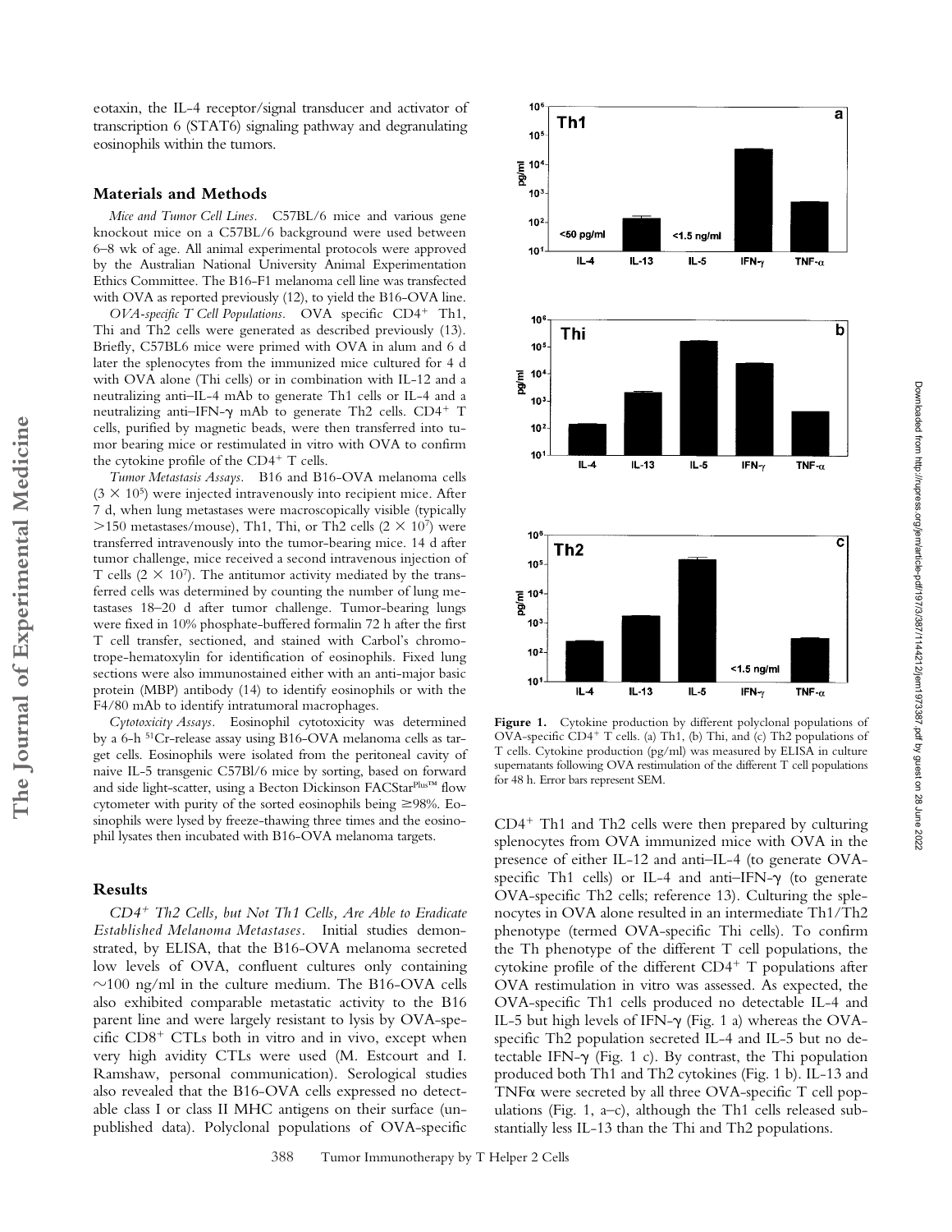eotaxin, the IL-4 receptor/signal transducer and activator of transcription 6 (STAT6) signaling pathway and degranulating eosinophils within the tumors.

## Materials and Methods

*Mice and Tumor Cell Lines.* C57BL/6 mice and various gene knockout mice on a C57BL/6 background were used between 6–8 wk of age. All animal experimental protocols were approved by the Australian National University Animal Experimentation Ethics Committee. The B16-F1 melanoma cell line was transfected with OVA as reported previously (12), to yield the B16-OVA line.

*OVA-specific T Cell Populations.* OVA specific $CD4^+$ Th1, Thi and Th2 cells were generated as described previously (13). Briefly, C57BL6 mice were primed with OVA in alum and 6 d later the splenocytes from the immunized mice cultured for 4 d with OVA alone (Thi cells) or in combination with IL-12 and a neutralizing anti–IL-4 mAb to generate Th1 cells or IL-4 and a neutralizing anti–IFN-γ mAb to generate Th2 cells. $CD4^+$ T cells, purified by magnetic beads, were then transferred into tumor bearing mice or restimulated in vitro with OVA to confirm the cytokine profile of the $CD4^+$ T cells.

*Tumor Metastasis Assays.* B16 and B16-OVA melanoma cells ($3 \times 10^5$) were injected intravenously into recipient mice. After 7 d, when lung metastases were macroscopically visible (typically >150 metastases/mouse), Th1, Thi, or Th2 cells ($2 \times 10^7$) were transferred intravenously into the tumor-bearing mice. 14 d after tumor challenge, mice received a second intravenous injection of T cells ($2 \times 10^7$). The antitumor activity mediated by the transferred cells was determined by counting the number of lung metastases 18–20 d after tumor challenge. Tumor-bearing lungs were fixed in 10% phosphate-buffered formalin 72 h after the first T cell transfer, sectioned, and stained with Carbol's chromotrope-hematoxylin for identification of eosinophils. Fixed lung sections were also immunostained either with an anti-major basic protein (MBP) antibody (14) to identify eosinophils or with the F4/80 mAb to identify intratumoral macrophages.

*Cytotoxicity Assays.* Eosinophil cytotoxicity was determined by a 6-h $^{51}Cr$-release assay using B16-OVA melanoma cells as target cells. Eosinophils were isolated from the peritoneal cavity of naive IL-5 transgenic C57Bl/6 mice by sorting, based on forward and side light-scatter, using a Becton Dickinson FACStar$^{Plus™}$ flow cytometer with purity of the sorted eosinophils being ≥98%. Eosinophils were lysed by freeze-thawing three times and the eosinophil lysates then incubated with B16-OVA melanoma targets.

## Results

*$CD4^+$ Th2 Cells, but Not Th1 Cells, Are Able to Eradicate Established Melanoma Metastases.* Initial studies demonstrated, by ELISA, that the B16-OVA melanoma secreted low levels of OVA, confluent cultures only containing ~100 ng/ml in the culture medium. The B16-OVA cells also exhibited comparable metastatic activity to the B16 parent line and were largely resistant to lysis by OVA-specific $CD8^+$ CTLs both in vitro and in vivo, except when very high avidity CTLs were used (M. Estcourt and I. Ramshaw, personal communication). Serological studies also revealed that the B16-OVA cells expressed no detectable class I or class II MHC antigens on their surface (unpublished data). Polyclonal populations of OVA-specific $CD4^+$ Th1 and Th2 cells were then prepared by culturing splenocytes from OVA immunized mice with OVA in the presence of either IL-12 and anti–IL-4 (to generate OVA-specific Th1 cells) or IL-4 and anti–IFN-γ (to generate OVA-specific Th2 cells; reference 13). Culturing the splenocytes in OVA alone resulted in an intermediate Th1/Th2 phenotype (termed OVA-specific Thi cells). To confirm the Th phenotype of the different T cell populations, the cytokine profile of the different $CD4^+$ T populations after OVA restimulation in vitro was assessed. As expected, the OVA-specific Th1 cells produced no detectable IL-4 and IL-5 but high levels of IFN-γ (Fig. 1 a) whereas the OVA-specific Th2 population secreted IL-4 and IL-5 but no detectable IFN-γ (Fig. 1 c). By contrast, the Thi population produced both Th1 and Th2 cytokines (Fig. 1 b). IL-13 and TNFα were secreted by all three OVA-specific T cell populations (Fig. 1, a–c), although the Th1 cells released substantially less IL-13 than the Thi and Th2 populations.

**Figure 1.** Cytokine production by different polyclonal populations of OVA-specific $CD4^+$ T cells. (a) Th1, (b) Thi, and (c) Th2 populations of T cells. Cytokine production (pg/ml) was measured by ELISA in culture supernatants following OVA restimulation of the different T cell populations for 48 h. Error bars represent SEM.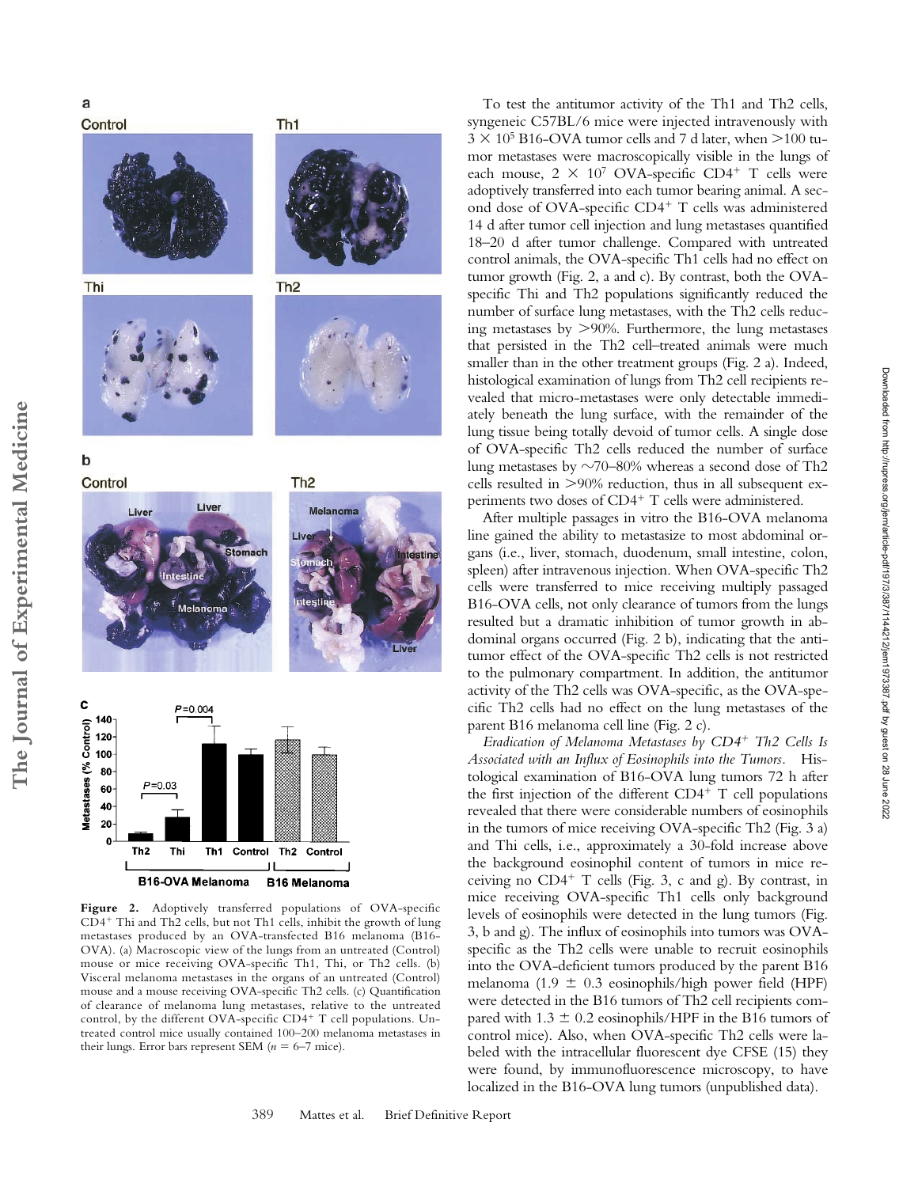**Figure 2.** Adoptively transferred populations of OVA-specific $CD4^+$ Thi and Th2 cells, but not Th1 cells, inhibit the growth of lung metastases produced by an OVA-transfected B16 melanoma (B16-OVA). (a) Macroscopic view of the lungs from an untreated (Control) mouse or mice receiving OVA-specific Th1, Thi, or Th2 cells. (b) Visceral melanoma metastases in the organs of an untreated (Control) mouse and a mouse receiving OVA-specific Th2 cells. (c) Quantification of clearance of melanoma lung metastases, relative to the untreated control, by the different OVA-specific $CD4^+$ T cell populations. Untreated control mice usually contained 100–200 melanoma metastases in their lungs. Error bars represent SEM ($n = 6$–$7$ mice).

To test the antitumor activity of the Th1 and Th2 cells, syngeneic C57BL/6 mice were injected intravenously with $3 \times 10^5$ B16-OVA tumor cells and 7 d later, when >100 tumor metastases were macroscopically visible in the lungs of each mouse, $2 \times 10^7$ OVA-specific $CD4^+$ T cells were adoptively transferred into each tumor bearing animal. A second dose of OVA-specific $CD4^+$ T cells was administered 14 d after tumor cell injection and lung metastases quantified 18–20 d after tumor challenge. Compared with untreated control animals, the OVA-specific Th1 cells had no effect on tumor growth (Fig. 2, a and c). By contrast, both the OVA-specific Thi and Th2 populations significantly reduced the number of surface lung metastases, with the Th2 cells reducing metastases by >90%. Furthermore, the lung metastases that persisted in the Th2 cell–treated animals were much smaller than in the other treatment groups (Fig. 2 a). Indeed, histological examination of lungs from Th2 cell recipients revealed that micro-metastases were only detectable immediately beneath the lung surface, with the remainder of the lung tissue being totally devoid of tumor cells. A single dose of OVA-specific Th2 cells reduced the number of surface lung metastases by ~70–80% whereas a second dose of Th2 cells resulted in >90% reduction, thus in all subsequent experiments two doses of $CD4^+$ T cells were administered.

After multiple passages in vitro the B16-OVA melanoma line gained the ability to metastasize to most abdominal organs (i.e., liver, stomach, duodenum, small intestine, colon, spleen) after intravenous injection. When OVA-specific Th2 cells were transferred to mice receiving multiply passaged B16-OVA cells, not only clearance of tumors from the lungs resulted but a dramatic inhibition of tumor growth in abdominal organs occurred (Fig. 2 b), indicating that the antitumor effect of the OVA-specific Th2 cells is not restricted to the pulmonary compartment. In addition, the antitumor activity of the Th2 cells was OVA-specific, as the OVA-specific Th2 cells had no effect on the lung metastases of the parent B16 melanoma cell line (Fig. 2 c).

*Eradication of Melanoma Metastases by $CD4^+$ Th2 Cells Is Associated with an Influx of Eosinophils into the Tumors.* Histological examination of B16-OVA lung tumors 72 h after the first injection of the different $CD4^+$ T cell populations revealed that there were considerable numbers of eosinophils in the tumors of mice receiving OVA-specific Th2 (Fig. 3 a) and Thi cells, i.e., approximately a 30-fold increase above the background eosinophil content of tumors in mice receiving no $CD4^+$ T cells (Fig. 3, c and g). By contrast, in mice receiving OVA-specific Th1 cells only background levels of eosinophils were detected in the lung tumors (Fig. 3, b and g). The influx of eosinophils into tumors was OVA-specific as the Th2 cells were unable to recruit eosinophils into the OVA-deficient tumors produced by the parent B16 melanoma ($1.9 \pm 0.3$ eosinophils/high power field (HPF) were detected in the B16 tumors of Th2 cell recipients compared with $1.3 \pm 0.2$ eosinophils/HPF in the B16 tumors of control mice). Also, when OVA-specific Th2 cells were labeled with the intracellular fluorescent dye CFSE (15) they were found, by immunofluorescence microscopy, to have localized in the B16-OVA lung tumors (unpublished data).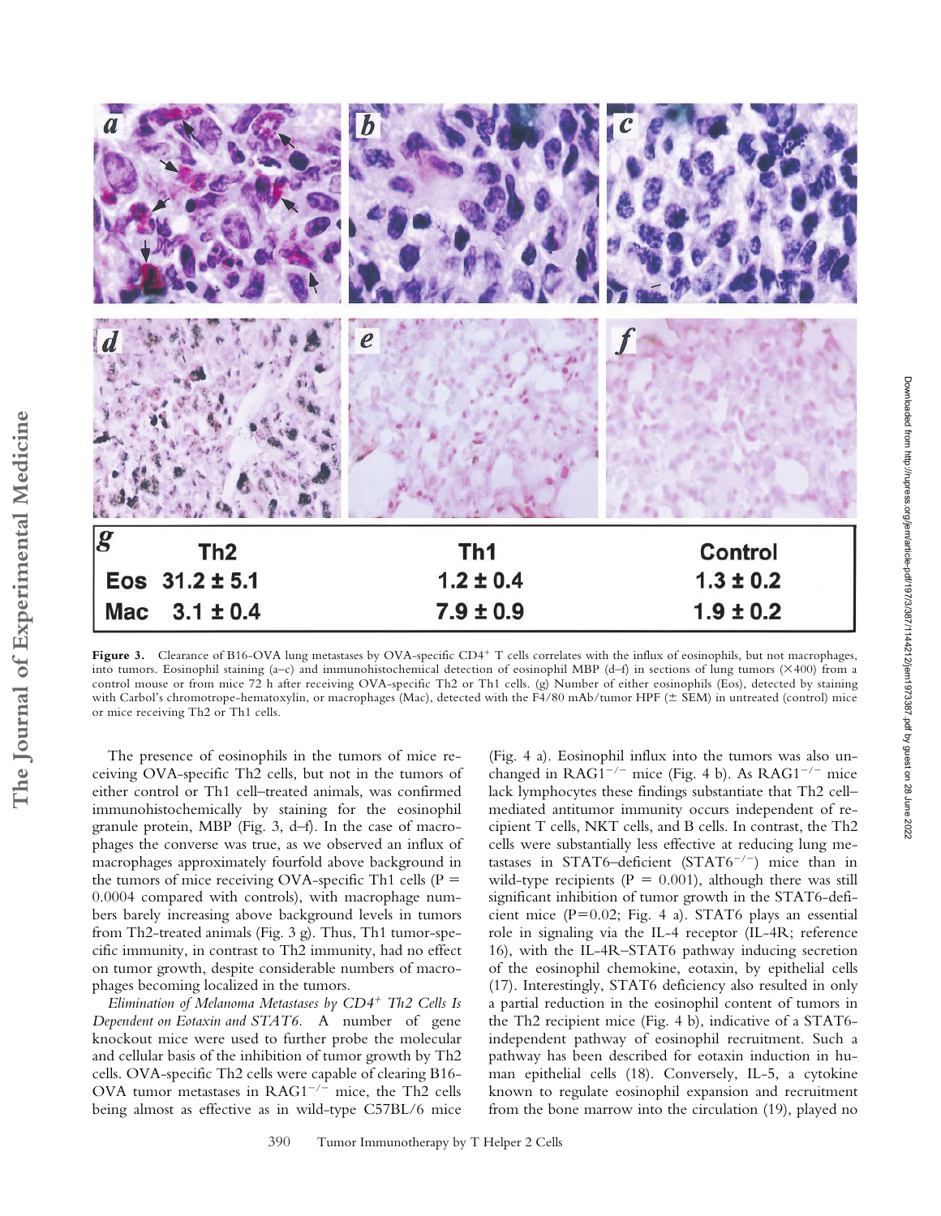| g | Th2 | Th1 | Control |
|---|---|---|---|
| Eos | 31.2 ± 5.1 | 1.2 ± 0.4 | 1.3 ± 0.2 |
| Mac | 3.1 ± 0.4 | 7.9 ± 0.9 | 1.9 ± 0.2 |

**Figure 3.** Clearance of B16-OVA lung metastases by OVA-specific $CD4^+$ T cells correlates with the influx of eosinophils, but not macrophages, into tumors. Eosinophil staining (a–c) and immunohistochemical detection of eosinophil MBP (d–f) in sections of lung tumors (×400) from a control mouse or from mice 72 h after receiving OVA-specific Th2 or Th1 cells. (g) Number of either eosinophils (Eos), detected by staining with Carbol's chromotrope-hematoxylin, or macrophages (Mac), detected with the F4/80 mAb/tumor HPF (± SEM) in untreated (control) mice or mice receiving Th2 or Th1 cells.

The presence of eosinophils in the tumors of mice receiving OVA-specific Th2 cells, but not in the tumors of either control or Th1 cell–treated animals, was confirmed immunohistochemically by staining for the eosinophil granule protein, MBP (Fig. 3, d–f). In the case of macrophages the converse was true, as we observed an influx of macrophages approximately fourfold above background in the tumors of mice receiving OVA-specific Th1 cells ($P = 0.0004$ compared with controls), with macrophage numbers barely increasing above background levels in tumors from Th2-treated animals (Fig. 3 g). Thus, Th1 tumor-specific immunity, in contrast to Th2 immunity, had no effect on tumor growth, despite considerable numbers of macrophages becoming localized in the tumors.

*Elimination of Melanoma Metastases by $CD4^+$ Th2 Cells Is Dependent on Eotaxin and STAT6.* A number of gene knockout mice were used to further probe the molecular and cellular basis of the inhibition of tumor growth by Th2 cells. OVA-specific Th2 cells were capable of clearing B16-OVA tumor metastases in $RAG1^{-/-}$ mice, the Th2 cells being almost as effective as in wild-type C57BL/6 mice (Fig. 4 a). Eosinophil influx into the tumors was also unchanged in $RAG1^{-/-}$ mice (Fig. 4 b). As $RAG1^{-/-}$ mice lack lymphocytes these findings substantiate that Th2 cell–mediated antitumor immunity occurs independent of recipient T cells, NKT cells, and B cells. In contrast, the Th2 cells were substantially less effective at reducing lung metastases in STAT6–deficient ($STAT6^{-/-}$) mice than in wild-type recipients ($P = 0.001$), although there was still significant inhibition of tumor growth in the STAT6-deficient mice ($P=0.02$; Fig. 4 a). STAT6 plays an essential role in signaling via the IL-4 receptor (IL-4R; reference 16), with the IL-4R–STAT6 pathway inducing secretion of the eosinophil chemokine, eotaxin, by epithelial cells (17). Interestingly, STAT6 deficiency also resulted in only a partial reduction in the eosinophil content of tumors in the Th2 recipient mice (Fig. 4 b), indicative of a STAT6-independent pathway of eosinophil recruitment. Such a pathway has been described for eotaxin induction in human epithelial cells (18). Conversely, IL-5, a cytokine known to regulate eosinophil expansion and recruitment from the bone marrow into the circulation (19), played no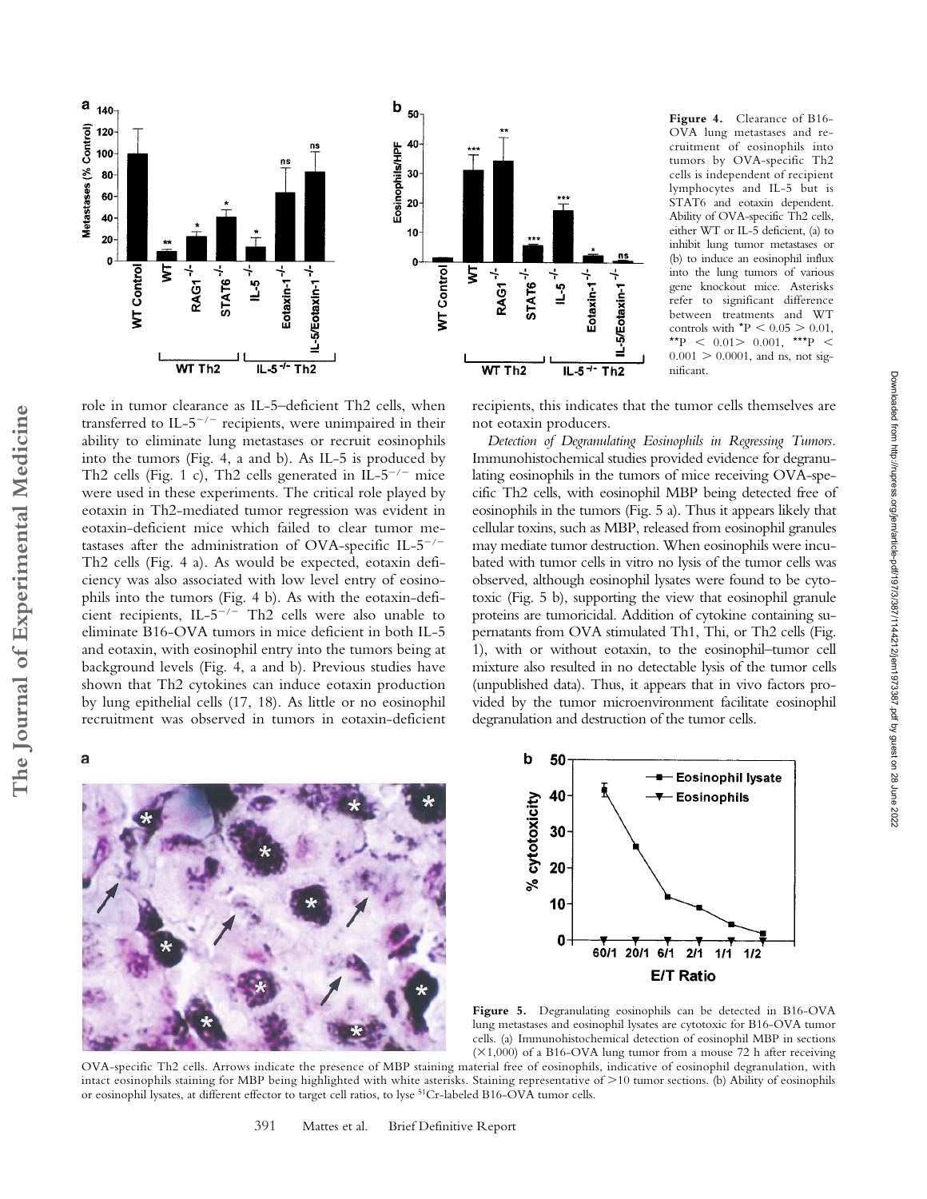**Figure 4.** Clearance of B16-OVA lung metastases and recruitment of eosinophils into tumors by OVA-specific Th2 cells is independent of recipient lymphocytes and IL-5 but is STAT6 and eotaxin dependent. Ability of OVA-specific Th2 cells, either WT or IL-5 deficient, (a) to inhibit lung tumor metastases or (b) to induce an eosinophil influx into the lung tumors of various gene knockout mice. Asterisks refer to significant difference between treatments and WT controls with *P < 0.05 > 0.01, **P < 0.01> 0.001, ***P < 0.001 > 0.0001, and ns, not significant.

role in tumor clearance as IL-5–deficient Th2 cells, when transferred to IL-$5^{-/-}$ recipients, were unimpaired in their ability to eliminate lung metastases or recruit eosinophils into the tumors (Fig. 4, a and b). As IL-5 is produced by Th2 cells (Fig. 1 c), Th2 cells generated in IL-$5^{-/-}$ mice were used in these experiments. The critical role played by eotaxin in Th2-mediated tumor regression was evident in eotaxin-deficient mice which failed to clear tumor metastases after the administration of OVA-specific IL-$5^{-/-}$ Th2 cells (Fig. 4 a). As would be expected, eotaxin deficiency was also associated with low level entry of eosinophils into the tumors (Fig. 4 b). As with the eotaxin-deficient recipients, IL-$5^{-/-}$ Th2 cells were also unable to eliminate B16-OVA tumors in mice deficient in both IL-5 and eotaxin, with eosinophil entry into the tumors being at background levels (Fig. 4, a and b). Previous studies have shown that Th2 cytokines can induce eotaxin production by lung epithelial cells (17, 18). As little or no eosinophil recruitment was observed in tumors in eotaxin-deficient recipients, this indicates that the tumor cells themselves are not eotaxin producers.

*Detection of Degranulating Eosinophils in Regressing Tumors.* Immunohistochemical studies provided evidence for degranulating eosinophils in the tumors of mice receiving OVA-specific Th2 cells, with eosinophil MBP being detected free of eosinophils in the tumors (Fig. 5 a). Thus it appears likely that cellular toxins, such as MBP, released from eosinophil granules may mediate tumor destruction. When eosinophils were incubated with tumor cells in vitro no lysis of the tumor cells was observed, although eosinophil lysates were found to be cytotoxic (Fig. 5 b), supporting the view that eosinophil granule proteins are tumoricidal. Addition of cytokine containing supernatants from OVA stimulated Th1, Thi, or Th2 cells (Fig. 1), with or without eotaxin, to the eosinophil–tumor cell mixture also resulted in no detectable lysis of the tumor cells (unpublished data). Thus, it appears that in vivo factors provided by the tumor microenvironment facilitate eosinophil degranulation and destruction of the tumor cells.

**Figure 5.** Degranulating eosinophils can be detected in B16-OVA lung metastases and eosinophil lysates are cytotoxic for B16-OVA tumor cells. (a) Immunohistochemical detection of eosinophil MBP in sections (×1,000) of a B16-OVA lung tumor from a mouse 72 h after receiving OVA-specific Th2 cells. Arrows indicate the presence of MBP staining material free of eosinophils, indicative of eosinophil degranulation, with intact eosinophils staining for MBP being highlighted with white asterisks. Staining representative of >10 tumor sections. (b) Ability of eosinophils or eosinophil lysates, at different effector to target cell ratios, to lyse $^{51}$Cr-labeled B16-OVA tumor cells.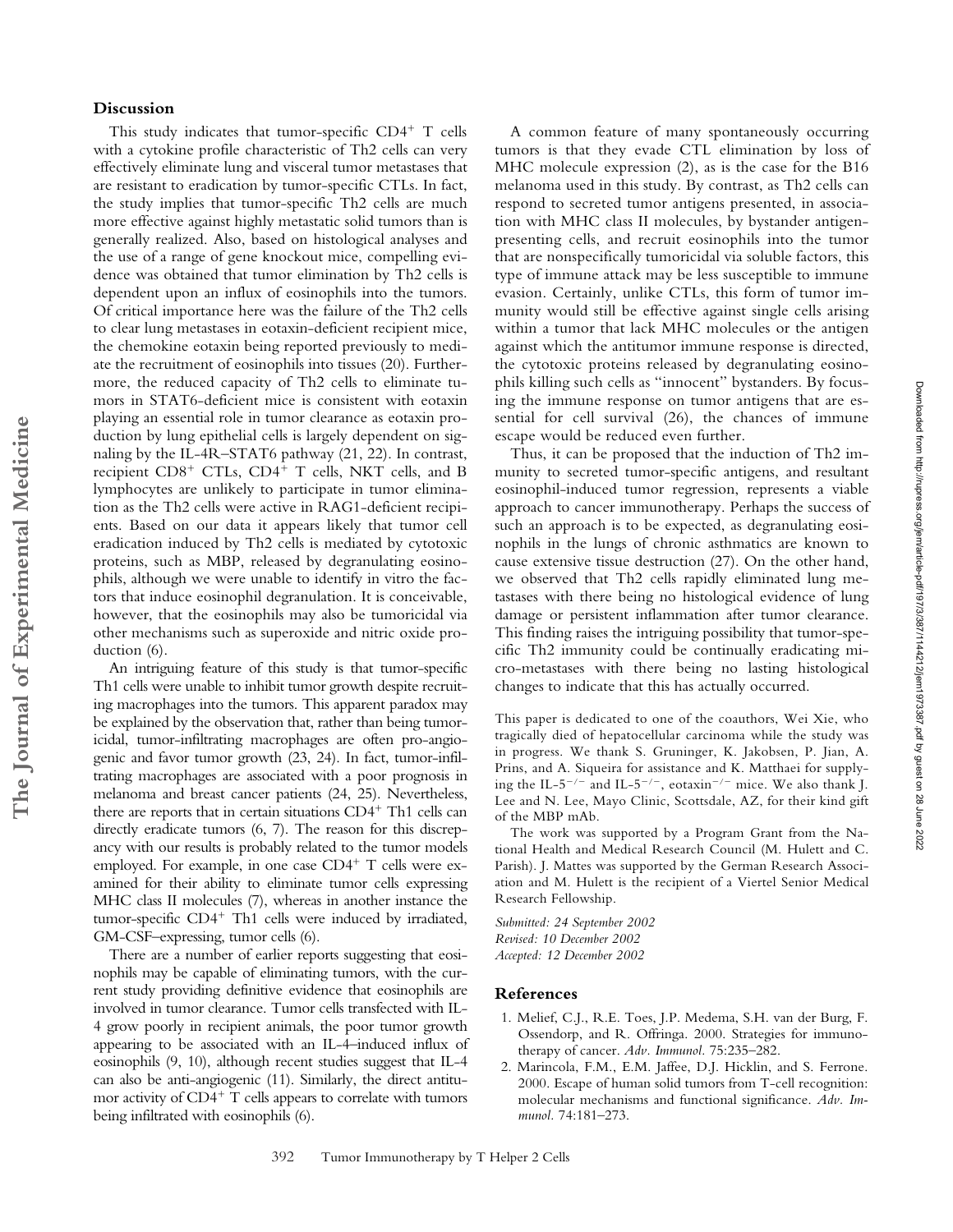## Discussion

This study indicates that tumor-specific $CD4^+$ T cells with a cytokine profile characteristic of Th2 cells can very effectively eliminate lung and visceral tumor metastases that are resistant to eradication by tumor-specific CTLs. In fact, the study implies that tumor-specific Th2 cells are much more effective against highly metastatic solid tumors than is generally realized. Also, based on histological analyses and the use of a range of gene knockout mice, compelling evidence was obtained that tumor elimination by Th2 cells is dependent upon an influx of eosinophils into the tumors. Of critical importance here was the failure of the Th2 cells to clear lung metastases in eotaxin-deficient recipient mice, the chemokine eotaxin being reported previously to mediate the recruitment of eosinophils into tissues (20). Furthermore, the reduced capacity of Th2 cells to eliminate tumors in STAT6-deficient mice is consistent with eotaxin playing an essential role in tumor clearance as eotaxin production by lung epithelial cells is largely dependent on signaling by the IL-4R–STAT6 pathway (21, 22). In contrast, recipient $CD8^+$ CTLs, $CD4^+$ T cells, NKT cells, and B lymphocytes are unlikely to participate in tumor elimination as the Th2 cells were active in RAG1-deficient recipients. Based on our data it appears likely that tumor cell eradication induced by Th2 cells is mediated by cytotoxic proteins, such as MBP, released by degranulating eosinophils, although we were unable to identify in vitro the factors that induce eosinophil degranulation. It is conceivable, however, that the eosinophils may also be tumoricidal via other mechanisms such as superoxide and nitric oxide production (6).

An intriguing feature of this study is that tumor-specific Th1 cells were unable to inhibit tumor growth despite recruiting macrophages into the tumors. This apparent paradox may be explained by the observation that, rather than being tumoricidal, tumor-infiltrating macrophages are often pro-angiogenic and favor tumor growth (23, 24). In fact, tumor-infiltrating macrophages are associated with a poor prognosis in melanoma and breast cancer patients (24, 25). Nevertheless, there are reports that in certain situations $CD4^+$ Th1 cells can directly eradicate tumors (6, 7). The reason for this discrepancy with our results is probably related to the tumor models employed. For example, in one case $CD4^+$ T cells were examined for their ability to eliminate tumor cells expressing MHC class II molecules (7), whereas in another instance the tumor-specific $CD4^+$ Th1 cells were induced by irradiated, GM-CSF–expressing, tumor cells (6).

There are a number of earlier reports suggesting that eosinophils may be capable of eliminating tumors, with the current study providing definitive evidence that eosinophils are involved in tumor clearance. Tumor cells transfected with IL-4 grow poorly in recipient animals, the poor tumor growth appearing to be associated with an IL-4–induced influx of eosinophils (9, 10), although recent studies suggest that IL-4 can also be anti-angiogenic (11). Similarly, the direct antitumor activity of $CD4^+$ T cells appears to correlate with tumors being infiltrated with eosinophils (6).

A common feature of many spontaneously occurring tumors is that they evade CTL elimination by loss of MHC molecule expression (2), as is the case for the B16 melanoma used in this study. By contrast, as Th2 cells can respond to secreted tumor antigens presented, in association with MHC class II molecules, by bystander antigen-presenting cells, and recruit eosinophils into the tumor that are nonspecifically tumoricidal via soluble factors, this type of immune attack may be less susceptible to immune evasion. Certainly, unlike CTLs, this form of tumor immunity would still be effective against single cells arising within a tumor that lack MHC molecules or the antigen against which the antitumor immune response is directed, the cytotoxic proteins released by degranulating eosinophils killing such cells as "innocent" bystanders. By focusing the immune response on tumor antigens that are essential for cell survival (26), the chances of immune escape would be reduced even further.

Thus, it can be proposed that the induction of Th2 immunity to secreted tumor-specific antigens, and resultant eosinophil-induced tumor regression, represents a viable approach to cancer immunotherapy. Perhaps the success of such an approach is to be expected, as degranulating eosinophils in the lungs of chronic asthmatics are known to cause extensive tissue destruction (27). On the other hand, we observed that Th2 cells rapidly eliminated lung metastases with there being no histological evidence of lung damage or persistent inflammation after tumor clearance. This finding raises the intriguing possibility that tumor-specific Th2 immunity could be continually eradicating micro-metastases with there being no lasting histological changes to indicate that this has actually occurred.

This paper is dedicated to one of the coauthors, Wei Xie, who tragically died of hepatocellular carcinoma while the study was in progress. We thank S. Gruninger, K. Jakobsen, P. Jian, A. Prins, and A. Siqueira for assistance and K. Matthaei for supplying the IL-$5^{-/-}$ and IL-$5^{-/-}$, eotaxin$^{-/-}$ mice. We also thank J. Lee and N. Lee, Mayo Clinic, Scottsdale, AZ, for their kind gift of the MBP mAb.

The work was supported by a Program Grant from the National Health and Medical Research Council (M. Hulett and C. Parish). J. Mattes was supported by the German Research Association and M. Hulett is the recipient of a Viertel Senior Medical Research Fellowship.

*Submitted: 24 September 2002*
*Revised: 10 December 2002*
*Accepted: 12 December 2002*

## References

1. Melief, C.J., R.E. Toes, J.P. Medema, S.H. van der Burg, F. Ossendorp, and R. Offringa. 2000. Strategies for immunotherapy of cancer. *Adv. Immunol.* 75:235–282.
2. Marincola, F.M., E.M. Jaffee, D.J. Hicklin, and S. Ferrone. 2000. Escape of human solid tumors from T-cell recognition: molecular mechanisms and functional significance. *Adv. Immunol.* 74:181–273.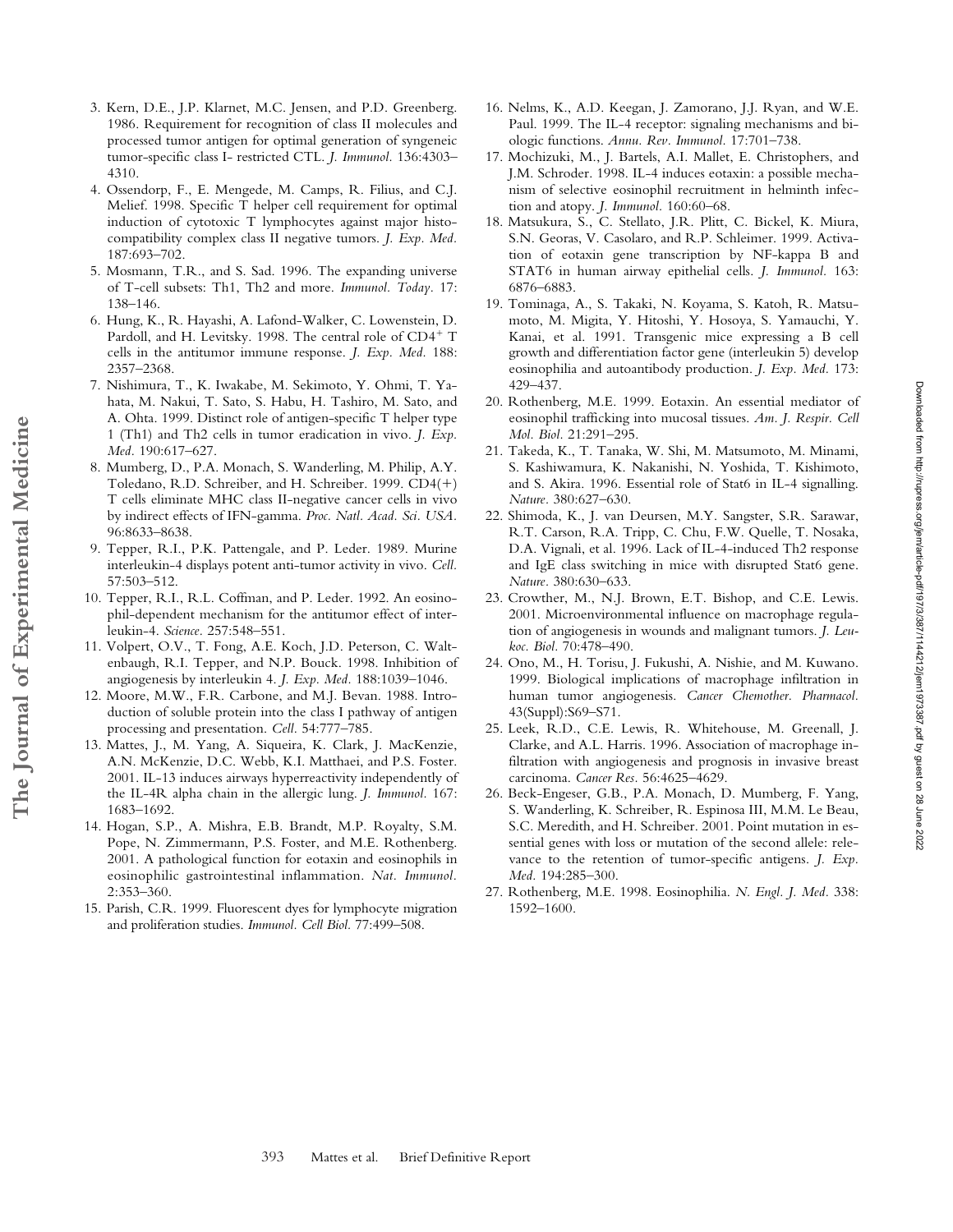3. Kern, D.E., J.P. Klarnet, M.C. Jensen, and P.D. Greenberg. 1986. Requirement for recognition of class II molecules and processed tumor antigen for optimal generation of syngeneic tumor-specific class I- restricted CTL. *J. Immunol.* 136:4303–4310.
4. Ossendorp, F., E. Mengede, M. Camps, R. Filius, and C.J. Melief. 1998. Specific T helper cell requirement for optimal induction of cytotoxic T lymphocytes against major histocompatibility complex class II negative tumors. *J. Exp. Med.* 187:693–702.
5. Mosmann, T.R., and S. Sad. 1996. The expanding universe of T-cell subsets: Th1, Th2 and more. *Immunol. Today.* 17: 138–146.
6. Hung, K., R. Hayashi, A. Lafond-Walker, C. Lowenstein, D. Pardoll, and H. Levitsky. 1998. The central role of $CD4^+$ T cells in the antitumor immune response. *J. Exp. Med.* 188: 2357–2368.
7. Nishimura, T., K. Iwakabe, M. Sekimoto, Y. Ohmi, T. Yahata, M. Nakui, T. Sato, S. Habu, H. Tashiro, M. Sato, and A. Ohta. 1999. Distinct role of antigen-specific T helper type 1 (Th1) and Th2 cells in tumor eradication in vivo. *J. Exp. Med.* 190:617–627.
8. Mumberg, D., P.A. Monach, S. Wanderling, M. Philip, A.Y. Toledano, R.D. Schreiber, and H. Schreiber. 1999. CD4(+) T cells eliminate MHC class II-negative cancer cells in vivo by indirect effects of IFN-gamma. *Proc. Natl. Acad. Sci. USA.* 96:8633–8638.
9. Tepper, R.I., P.K. Pattengale, and P. Leder. 1989. Murine interleukin-4 displays potent anti-tumor activity in vivo. *Cell.* 57:503–512.
10. Tepper, R.I., R.L. Coffman, and P. Leder. 1992. An eosinophil-dependent mechanism for the antitumor effect of interleukin-4. *Science.* 257:548–551.
11. Volpert, O.V., T. Fong, A.E. Koch, J.D. Peterson, C. Waltenbaugh, R.I. Tepper, and N.P. Bouck. 1998. Inhibition of angiogenesis by interleukin 4. *J. Exp. Med.* 188:1039–1046.
12. Moore, M.W., F.R. Carbone, and M.J. Bevan. 1988. Introduction of soluble protein into the class I pathway of antigen processing and presentation. *Cell.* 54:777–785.
13. Mattes, J., M. Yang, A. Siqueira, K. Clark, J. MacKenzie, A.N. McKenzie, D.C. Webb, K.I. Matthaei, and P.S. Foster. 2001. IL-13 induces airways hyperreactivity independently of the IL-4R alpha chain in the allergic lung. *J. Immunol.* 167: 1683–1692.
14. Hogan, S.P., A. Mishra, E.B. Brandt, M.P. Royalty, S.M. Pope, N. Zimmermann, P.S. Foster, and M.E. Rothenberg. 2001. A pathological function for eotaxin and eosinophils in eosinophilic gastrointestinal inflammation. *Nat. Immunol.* 2:353–360.
15. Parish, C.R. 1999. Fluorescent dyes for lymphocyte migration and proliferation studies. *Immunol. Cell Biol.* 77:499–508.
16. Nelms, K., A.D. Keegan, J. Zamorano, J.J. Ryan, and W.E. Paul. 1999. The IL-4 receptor: signaling mechanisms and biologic functions. *Annu. Rev. Immunol.* 17:701–738.
17. Mochizuki, M., J. Bartels, A.I. Mallet, E. Christophers, and J.M. Schroder. 1998. IL-4 induces eotaxin: a possible mechanism of selective eosinophil recruitment in helminth infection and atopy. *J. Immunol.* 160:60–68.
18. Matsukura, S., C. Stellato, J.R. Plitt, C. Bickel, K. Miura, S.N. Georas, V. Casolaro, and R.P. Schleimer. 1999. Activation of eotaxin gene transcription by NF-kappa B and STAT6 in human airway epithelial cells. *J. Immunol.* 163: 6876–6883.
19. Tominaga, A., S. Takaki, N. Koyama, S. Katoh, R. Matsumoto, M. Migita, Y. Hitoshi, Y. Hosoya, S. Yamauchi, Y. Kanai, et al. 1991. Transgenic mice expressing a B cell growth and differentiation factor gene (interleukin 5) develop eosinophilia and autoantibody production. *J. Exp. Med.* 173: 429–437.
20. Rothenberg, M.E. 1999. Eotaxin. An essential mediator of eosinophil trafficking into mucosal tissues. *Am. J. Respir. Cell Mol. Biol.* 21:291–295.
21. Takeda, K., T. Tanaka, W. Shi, M. Matsumoto, M. Minami, S. Kashiwamura, K. Nakanishi, N. Yoshida, T. Kishimoto, and S. Akira. 1996. Essential role of Stat6 in IL-4 signalling. *Nature.* 380:627–630.
22. Shimoda, K., J. van Deursen, M.Y. Sangster, S.R. Sarawar, R.T. Carson, R.A. Tripp, C. Chu, F.W. Quelle, T. Nosaka, D.A. Vignali, et al. 1996. Lack of IL-4-induced Th2 response and IgE class switching in mice with disrupted Stat6 gene. *Nature.* 380:630–633.
23. Crowther, M., N.J. Brown, E.T. Bishop, and C.E. Lewis. 2001. Microenvironmental influence on macrophage regulation of angiogenesis in wounds and malignant tumors. *J. Leukoc. Biol.* 70:478–490.
24. Ono, M., H. Torisu, J. Fukushi, A. Nishie, and M. Kuwano. 1999. Biological implications of macrophage infiltration in human tumor angiogenesis. *Cancer Chemother. Pharmacol.* 43(Suppl):S69–S71.
25. Leek, R.D., C.E. Lewis, R. Whitehouse, M. Greenall, J. Clarke, and A.L. Harris. 1996. Association of macrophage infiltration with angiogenesis and prognosis in invasive breast carcinoma. *Cancer Res.* 56:4625–4629.
26. Beck-Engeser, G.B., P.A. Monach, D. Mumberg, F. Yang, S. Wanderling, K. Schreiber, R. Espinosa III, M.M. Le Beau, S.C. Meredith, and H. Schreiber. 2001. Point mutation in essential genes with loss or mutation of the second allele: relevance to the retention of tumor-specific antigens. *J. Exp. Med.* 194:285–300.
27. Rothenberg, M.E. 1998. Eosinophilia. *N. Engl. J. Med.* 338: 1592–1600.